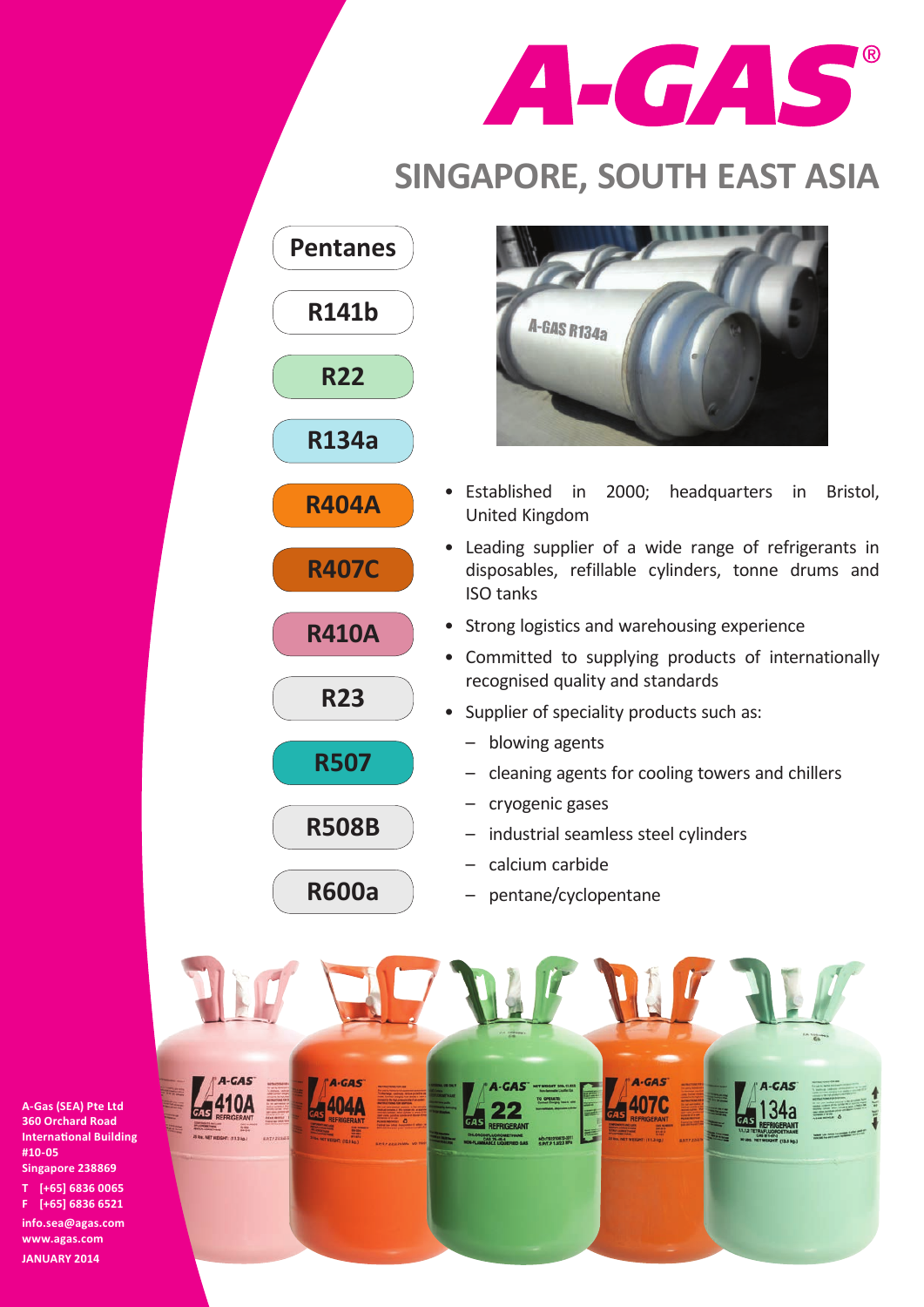# A-GAS®

## SINGAPORE, SOUTH EAST ASIA

- Pentanes
- R141b
- R22
- R134a
- R404A
- R407C
- R410A
- R23
- R507
- R508B
- R600a

- Established in 2000; headquarters in Bristol, United Kingdom
- Leading supplier of a wide range of refrigerants in disposables, refillable cylinders, tonne drums and ISO tanks
- Strong logistics and warehousing experience
- Committed to supplying products of internationally recognised quality and standards
- Supplier of speciality products such as:
  - blowing agents
  - cleaning agents for cooling towers and chillers
  - cryogenic gases
  - industrial seamless steel cylinders
  - calcium carbide
  - pentane/cyclopentane

**A-Gas (SEA) Pte Ltd**
**360 Orchard Road**
**International Building**
**#10-05**
**Singapore 238869**

**T [+65] 6836 0065**
**F [+65] 6836 6521**

**info.sea@agas.com**
**www.agas.com**

**JANUARY 2014**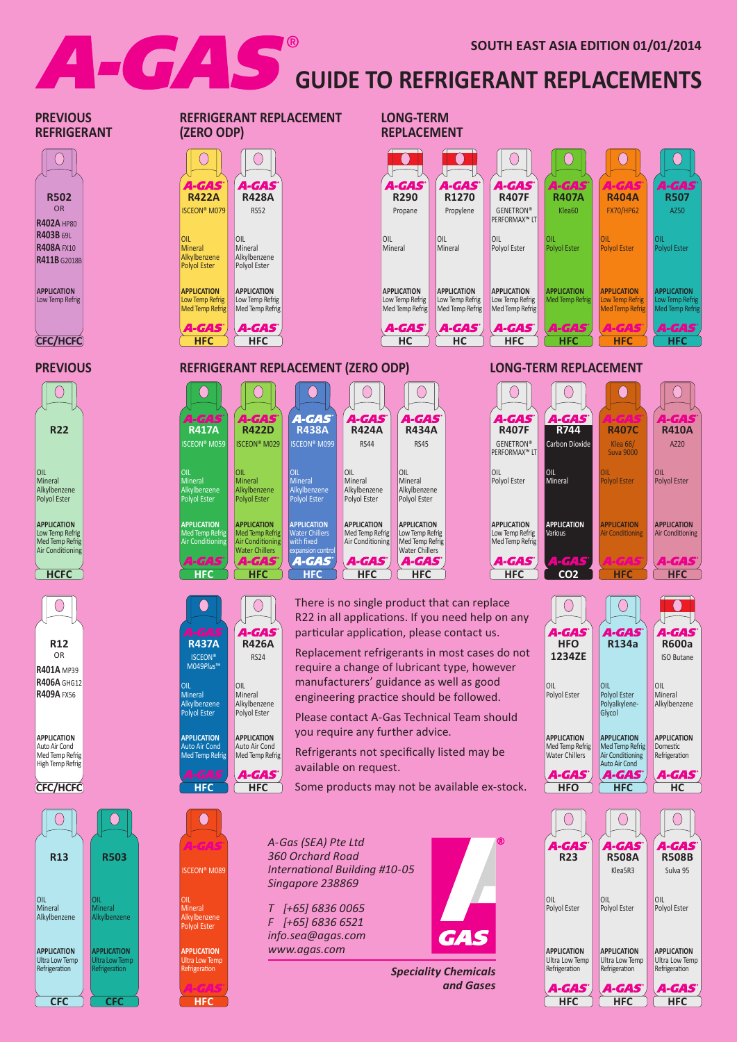# A-GAS®

**SOUTH EAST ASIA EDITION 01/01/2014**

## GUIDE TO REFRIGERANT REPLACEMENTS

### Previous Refrigerant: R502 OR R402A HP80, R403B 69L, R408A FX10, R411B G2018B

Application: Low Temp Refrig — CFC/HCFC

**Refrigerant Replacement (Zero ODP)**

| Refrigerant | Name | Oil | Application | Type |
|---|---|---|---|---|
| R422A | ISCEON® M079 | Mineral, Alkylbenzene, Polyol Ester | Low Temp Refrig, Med Temp Refrig | HFC |
| R428A | RS52 | Mineral, Alkylbenzene, Polyol Ester | Low Temp Refrig, Med Temp Refrig | HFC |

**Long-Term Replacement**

| Refrigerant | Name | Oil | Application | Type |
|---|---|---|---|---|
| R290 | Propane | Mineral | Low Temp Refrig, Med Temp Refrig | HC |
| R1270 | Propylene | Mineral | Low Temp Refrig, Med Temp Refrig | HC |
| R407F | GENETRON® PERFORMAX™ LT | Polyol Ester | Low Temp Refrig, Med Temp Refrig | HFC |
| R407A | Klea60 | Polyol Ester | Med Temp Refrig | HFC |
| R404A | FX70/HP62 | Polyol Ester | Low Temp Refrig, Med Temp Refrig | HFC |
| R507 | AZ50 | Polyol Ester | Low Temp Refrig, Med Temp Refrig | HFC |

### Previous: R22

Oil: Mineral, Alkylbenzene, Polyol Ester

Application: Low Temp Refrig, Med Temp Refrig, Air Conditioning — HCFC

**Refrigerant Replacement (Zero ODP)**

| Refrigerant | Name | Oil | Application | Type |
|---|---|---|---|---|
| R417A | ISCEON® M059 | Mineral, Alkylbenzene, Polyol Ester | Med Temp Refrig, Air Conditioning | HFC |
| R422D | ISCEON® M029 | Mineral, Alkylbenzene, Polyol Ester | Med Temp Refrig, Air Conditioning, Water Chillers | HFC |
| R438A | ISCEON® M099 | Mineral, Alkylbenzene, Polyol Ester | Water Chillers with fixed expansion control | HFC |
| R424A | RS44 | Mineral, Alkylbenzene, Polyol Ester | Med Temp Refrig, Air Conditioning | HFC |
| R434A | RS45 | Mineral, Alkylbenzene, Polyol Ester | Low Temp Refrig, Med Temp Refrig, Water Chillers | HFC |

**Long-Term Replacement**

| Refrigerant | Name | Oil | Application | Type |
|---|---|---|---|---|
| R407F | GENETRON® PERFORMAX™ LT | Polyol Ester | Low Temp Refrig, Med Temp Refrig | HFC |
| R744 | Carbon Dioxide | Mineral | Various | CO2 |
| R407C | Klea 66/ Suva 9000 | Polyol Ester | Air Conditioning | HFC |
| R410A | AZ20 | Polyol Ester | Air Conditioning | HFC |

### Previous: R12 OR R401A MP39, R406A GHG12, R409A FX56

Application: Auto Air Cond, Med Temp Refrig, High Temp Refrig — CFC/HCFC

**Refrigerant Replacement (Zero ODP)**

| Refrigerant | Name | Oil | Application | Type |
|---|---|---|---|---|
| R437A | ISCEON® M049*Plus*™ | Mineral, Alkylbenzene, Polyol Ester | Auto Air Cond, Med Temp Refrig | HFC |
| R426A | RS24 | Mineral, Alkylbenzene, Polyol Ester | Auto Air Cond, Med Temp Refrig | HFC |

There is no single product that can replace R22 in all applications. If you need help on any particular application, please contact us.

Replacement refrigerants in most cases do not require a change of lubricant type, however manufacturers' guidance as well as good engineering practice should be followed.

Please contact A-Gas Technical Team should you require any further advice.

Refrigerants not specifically listed may be available on request.

Some products may not be available ex-stock.

**Long-Term Replacement**

| Refrigerant | Name | Oil | Application | Type |
|---|---|---|---|---|
| HFO 1234ZE | | Polyol Ester | Med Temp Refrig, Water Chillers | HFO |
| R134a | | Polyol Ester, Polyalkylene-Glycol | Med Temp Refrig, Air Conditioning, Auto Air Cond | HFC |
| R600a | ISO Butane | Mineral, Alkylbenzene | Domestic Refrigeration | HC |

### Previous: R13 and R503

| Refrigerant | Oil | Application | Type |
|---|---|---|---|
| R13 | Mineral, Alkylbenzene | Ultra Low Temp Refrigeration | CFC |
| R503 | Mineral, Alkylbenzene | Ultra Low Temp Refrigeration | CFC |

**Refrigerant Replacement (Zero ODP)**

| Refrigerant | Name | Oil | Application | Type |
|---|---|---|---|---|
| | ISCEON® M089 | Mineral, Alkylbenzene, Polyol Ester | Ultra Low Temp Refrigeration | HFC |

**Long-Term Replacement**

| Refrigerant | Name | Oil | Application | Type |
|---|---|---|---|---|
| R23 | | Polyol Ester | Ultra Low Temp Refrigeration | HFC |
| R508A | Klea5R3 | Polyol Ester | Ultra Low Temp Refrigeration | HFC |
| R508B | Suiva 95 | Polyol Ester | Ultra Low Temp Refrigeration | HFC |

*A-Gas (SEA) Pte Ltd*
*360 Orchard Road*
*International Building #10-05*
*Singapore 238869*

*T [+65] 6836 0065*
*F [+65] 6836 6521*
*info.sea@agas.com*
*www.agas.com*

**A-GAS® — *Speciality Chemicals and Gases***